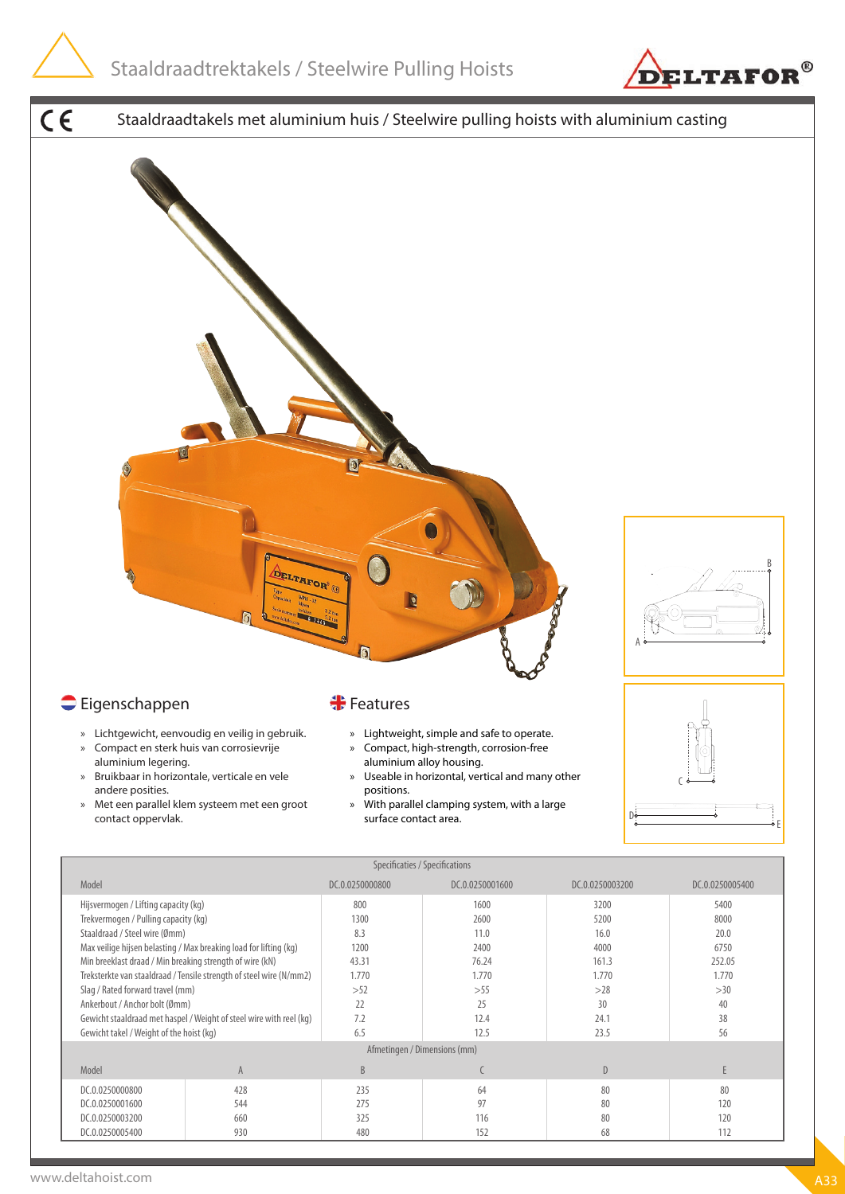# Staaldraadtrektakels / Steelwire Pulling Hoists

## Staaldraadtakels met aluminium huis / Steelwire pulling hoists with aluminium casting

### Eigenschappen

- Lichtgewicht, eenvoudig en veilig in gebruik.
- Compact en sterk huis van corrosievrije aluminium legering.
- Bruikbaar in horizontale, verticale en vele andere posities.
- Met een parallel klem systeem met een groot contact oppervlak.

### Features

- Lightweight, simple and safe to operate.
- Compact, high-strength, corrosion-free aluminium alloy housing.
- Useable in horizontal, vertical and many other positions.
- With parallel clamping system, with a large surface contact area.

| Specificaties / Specifications | | | | |
|---|---|---|---|---|
| Model | DC.0.0250000800 | DC.0.0250001600 | DC.0.0250003200 | DC.0.0250005400 |
| Hijsvermogen / Lifting capacity (kg) | 800 | 1600 | 3200 | 5400 |
| Trekvermogen / Pulling capacity (kg) | 1300 | 2600 | 5200 | 8000 |
| Staaldraad / Steel wire (Ømm) | 8.3 | 11.0 | 16.0 | 20.0 |
| Max veilige hijsen belasting / Max breaking load for lifting (kg) | 1200 | 2400 | 4000 | 6750 |
| Min breeklast draad / Min breaking strength of wire (kN) | 43.31 | 76.24 | 161.3 | 252.05 |
| Treksterkte van staaldraad / Tensile strength of steel wire (N/mm2) | 1.770 | 1.770 | 1.770 | 1.770 |
| Slag / Rated forward travel (mm) | >52 | >55 | >28 | >30 |
| Ankerbout / Anchor bolt (Ømm) | 22 | 25 | 30 | 40 |
| Gewicht staaldraad met haspel / Weight of steel wire with reel (kg) | 7.2 | 12.4 | 24.1 | 38 |
| Gewicht takel / Weight of the hoist (kg) | 6.5 | 12.5 | 23.5 | 56 |

| Afmetingen / Dimensions (mm) | | | | | |
|---|---|---|---|---|---|
| Model | A | B | C | D | E |
| DC.0.0250000800 | 428 | 235 | 64 | 80 | 80 |
| DC.0.0250001600 | 544 | 275 | 97 | 80 | 120 |
| DC.0.0250003200 | 660 | 325 | 116 | 80 | 120 |
| DC.0.0250005400 | 930 | 480 | 152 | 68 | 112 |

www.deltahoist.com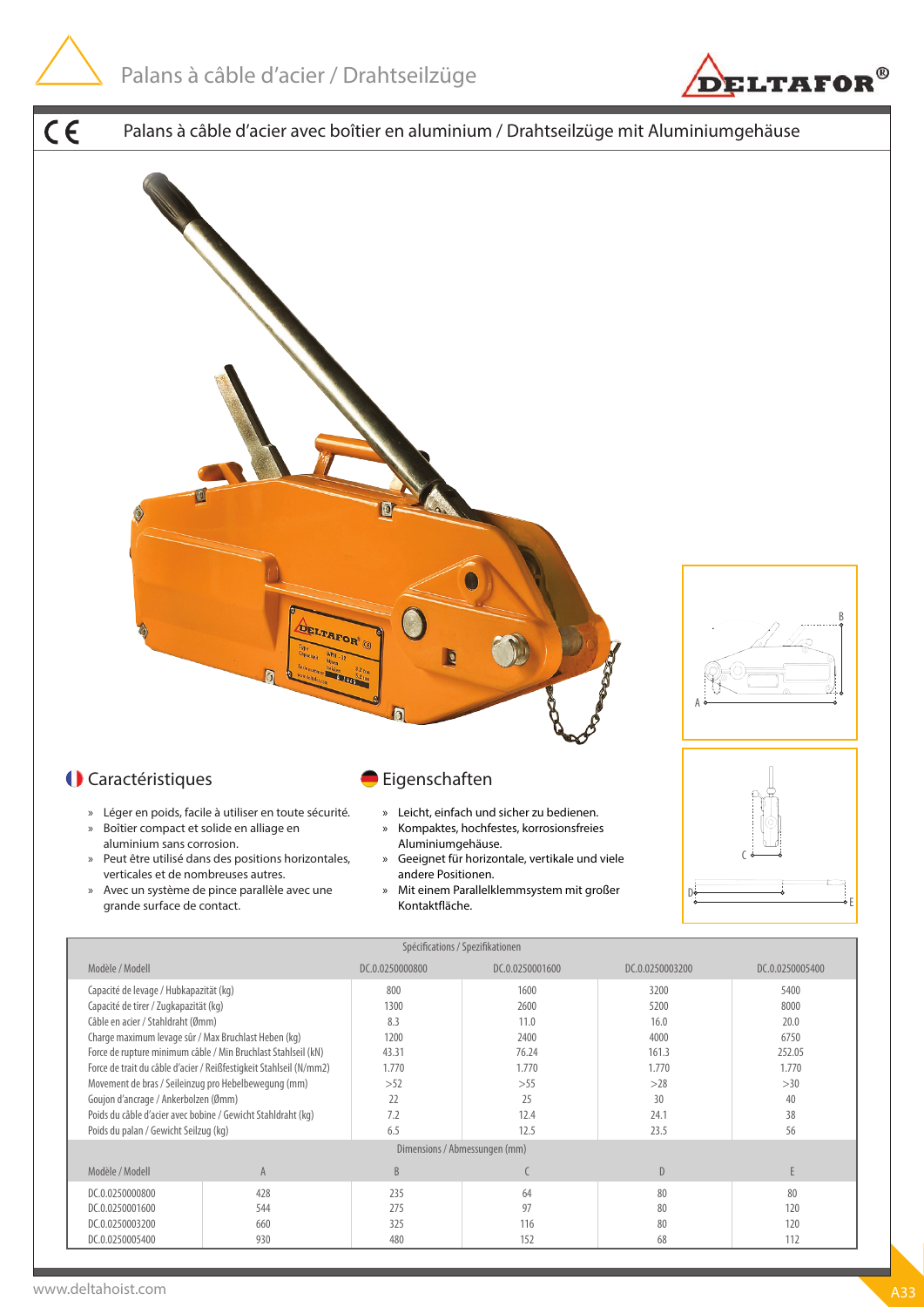# Palans à câble d'acier / Drahtseilzüge

## Palans à câble d'acier avec boîtier en aluminium / Drahtseilzüge mit Aluminiumgehäuse

B

A

C

D

E

### Caractéristiques

- Léger en poids, facile à utiliser en toute sécurité.
- Boîtier compact et solide en alliage en aluminium sans corrosion.
- Peut être utilisé dans des positions horizontales, verticales et de nombreuses autres.
- Avec un système de pince parallèle avec une grande surface de contact.

### Eigenschaften

- Leicht, einfach und sicher zu bedienen.
- Kompaktes, hochfestes, korrosionsfreies Aluminiumgehäuse.
- Geeignet für horizontale, vertikale und viele andere Positionen.
- Mit einem Parallelklemmsystem mit großer Kontaktfläche.

| Spécifications / Spezifikationen | | | | |
|---|---|---|---|---|
| Modèle / Modell | DC.0.0250000800 | DC.0.0250001600 | DC.0.0250003200 | DC.0.0250005400 |
| Capacité de levage / Hubkapazität (kg) | 800 | 1600 | 3200 | 5400 |
| Capacité de tirer / Zugkapazität (kg) | 1300 | 2600 | 5200 | 8000 |
| Câble en acier / Stahldraht (Ømm) | 8.3 | 11.0 | 16.0 | 20.0 |
| Charge maximum levage sûr / Max Bruchlast Heben (kg) | 1200 | 2400 | 4000 | 6750 |
| Force de rupture minimum câble / Min Bruchlast Stahlseil (kN) | 43.31 | 76.24 | 161.3 | 252.05 |
| Force de trait du câble d'acier / Reißfestigkeit Stahlseil (N/mm2) | 1.770 | 1.770 | 1.770 | 1.770 |
| Movement de bras / Seileinzug pro Hebelbewegung (mm) | >52 | >55 | >28 | >30 |
| Goujon d'ancrage / Ankerbolzen (Ømm) | 22 | 25 | 30 | 40 |
| Poids du câble d'acier avec bobine / Gewicht Stahldraht (kg) | 7.2 | 12.4 | 24.1 | 38 |
| Poids du palan / Gewicht Seilzug (kg) | 6.5 | 12.5 | 23.5 | 56 |

| Dimensions / Abmessungen (mm) | | | | | |
|---|---|---|---|---|---|
| Modèle / Modell | A | B | C | D | E |
| DC.0.0250000800 | 428 | 235 | 64 | 80 | 80 |
| DC.0.0250001600 | 544 | 275 | 97 | 80 | 120 |
| DC.0.0250003200 | 660 | 325 | 116 | 80 | 120 |
| DC.0.0250005400 | 930 | 480 | 152 | 68 | 112 |

www.deltahoist.com